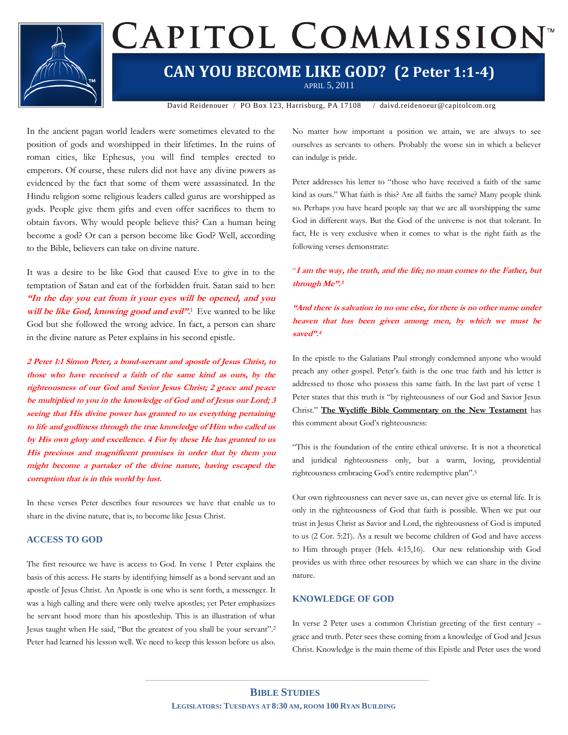# CAPITOL COMMISSION

## CAN YOU BECOME LIKE GOD? (2 Peter 1:1-4)

APRIL 5, 2011

David Reidenouer / PO Box 123, Harrisburg, PA 17108 / daivd.reidenoeur@capitolcom.org

In the ancient pagan world leaders were sometimes elevated to the position of gods and worshipped in their lifetimes. In the ruins of roman cities, like Ephesus, you will find temples erected to emperors. Of course, these rulers did not have any divine powers as evidenced by the fact that some of them were assassinated. In the Hindu religion some religious leaders called gurus are worshipped as gods. People give them gifts and even offer sacrifices to them to obtain favors. Why would people believe this? Can a human being become a god? Or can a person become like God? Well, according to the Bible, believers can take on divine nature.

It was a desire to be like God that caused Eve to give in to the temptation of Satan and eat of the forbidden fruit. Satan said to her: ***"In the day you eat from it your eyes will be opened, and you will be like God, knowing good and evil".***[1] Eve wanted to be like God but she followed the wrong advice. In fact, a person can share in the divine nature as Peter explains in his second epistle.

***2 Peter 1:1 Simon Peter, a bond-servant and apostle of Jesus Christ, to those who have received a faith of the same kind as ours, by the righteousness of our God and Savior Jesus Christ; 2 grace and peace be multiplied to you in the knowledge of God and of Jesus our Lord; 3 seeing that His divine power has granted to us everything pertaining to life and godliness through the true knowledge of Him who called us by His own glory and excellence. 4 For by these He has granted to us His precious and magnificent promises in order that by them you might become a partaker of the divine nature, having escaped the corruption that is in this world by lust.***

In these verses Peter describes four resources we have that enable us to share in the divine nature, that is, to become like Jesus Christ.

### ACCESS TO GOD

The first resource we have is access to God. In verse 1 Peter explains the basis of this access. He starts by identifying himself as a bond servant and an apostle of Jesus Christ. An Apostle is one who is sent forth, a messenger. It was a high calling and there were only twelve apostles; yet Peter emphasizes he servant hood more than his apostleship. This is an illustration of what Jesus taught when He said, "But the greatest of you shall be your servant".[2] Peter had learned his lesson well. We need to keep this lesson before us also. No matter how important a position we attain, we are always to see ourselves as servants to others. Probably the worse sin in which a believer can indulge is pride.

Peter addresses his letter to "those who have received a faith of the same kind as ours." What faith is this? Are all faiths the same? Many people think so. Perhaps you have heard people say that we are all worshipping the same God in different ways. But the God of the universe is not that tolerant. In fact, He is very exclusive when it comes to what is the right faith as the following verses demonstrate:

"***I am the way, the truth, and the life; no man comes to the Father, but through Me".***[3]

***"And there is salvation in no one else, for there is no other name under heaven that has been given among men, by which we must be saved".***[4]

In the epistle to the Galatians Paul strongly condemned anyone who would preach any other gospel. Peter's faith is the one true faith and his letter is addressed to those who possess this same faith. In the last part of verse 1 Peter states that this truth is "by righteousness of our God and Savior Jesus Christ." **The Wycliffe Bible Commentary on the New Testament** has this comment about God's righteousness:

"This is the foundation of the entire ethical universe. It is not a theoretical and juridical righteousness only, but a warm, loving, providential righteousness embracing God's entire redemptive plan".[5]

Our own righteousness can never save us, can never give us eternal life. It is only in the righteousness of God that faith is possible. When we put our trust in Jesus Christ as Savior and Lord, the righteousness of God is imputed to us (2 Cor. 5:21). As a result we become children of God and have access to Him through prayer (Heb. 4:15,16). Our new relationship with God provides us with three other resources by which we can share in the divine nature.

### KNOWLEDGE OF GOD

In verse 2 Peter uses a common Christian greeting of the first century – grace and truth. Peter sees these coming from a knowledge of God and Jesus Christ. Knowledge is the main theme of this Epistle and Peter uses the word

**BIBLE STUDIES**

**LEGISLATORS: TUESDAYS AT 8:30 AM, ROOM 100 RYAN BUILDING**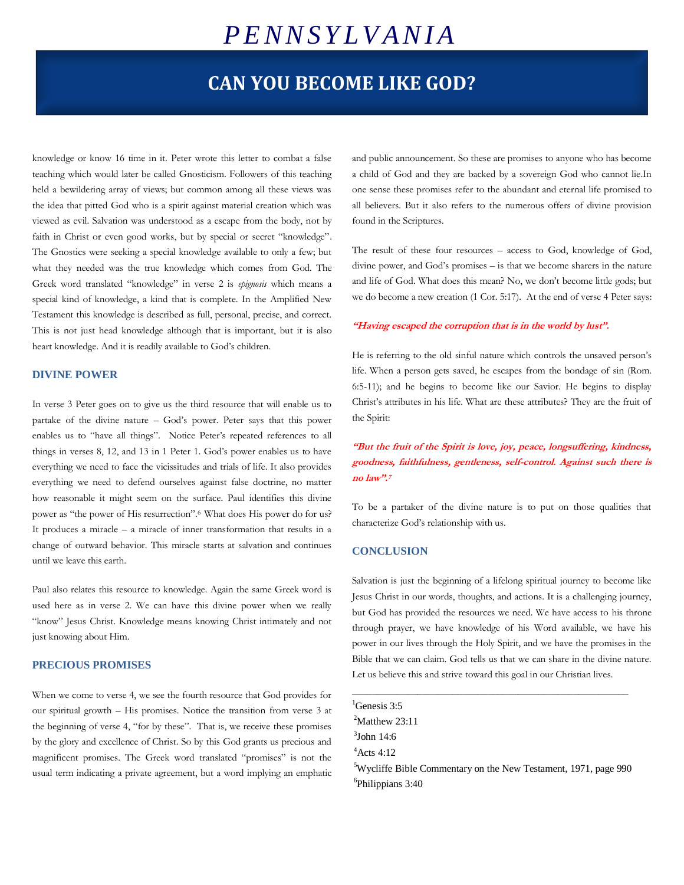# PENNSYLVANIA

## CAN YOU BECOME LIKE GOD?

knowledge or know 16 time in it. Peter wrote this letter to combat a false teaching which would later be called Gnosticism. Followers of this teaching held a bewildering array of views; but common among all these views was the idea that pitted God who is a spirit against material creation which was viewed as evil. Salvation was understood as a escape from the body, not by faith in Christ or even good works, but by special or secret "knowledge". The Gnostics were seeking a special knowledge available to only a few; but what they needed was the true knowledge which comes from God. The Greek word translated "knowledge" in verse 2 is *epignosis* which means a special kind of knowledge, a kind that is complete. In the Amplified New Testament this knowledge is described as full, personal, precise, and correct. This is not just head knowledge although that is important, but it is also heart knowledge. And it is readily available to God's children.

### DIVINE POWER

In verse 3 Peter goes on to give us the third resource that will enable us to partake of the divine nature – God's power. Peter says that this power enables us to "have all things". Notice Peter's repeated references to all things in verses 8, 12, and 13 in 1 Peter 1. God's power enables us to have everything we need to face the vicissitudes and trials of life. It also provides everything we need to defend ourselves against false doctrine, no matter how reasonable it might seem on the surface. Paul identifies this divine power as "the power of His resurrection".[6] What does His power do for us? It produces a miracle – a miracle of inner transformation that results in a change of outward behavior. This miracle starts at salvation and continues until we leave this earth.

Paul also relates this resource to knowledge. Again the same Greek word is used here as in verse 2. We can have this divine power when we really "know" Jesus Christ. Knowledge means knowing Christ intimately and not just knowing about Him.

### PRECIOUS PROMISES

When we come to verse 4, we see the fourth resource that God provides for our spiritual growth – His promises. Notice the transition from verse 3 at the beginning of verse 4, "for by these". That is, we receive these promises by the glory and excellence of Christ. So by this God grants us precious and magnificent promises. The Greek word translated "promises" is not the usual term indicating a private agreement, but a word implying an emphatic and public announcement. So these are promises to anyone who has become a child of God and they are backed by a sovereign God who cannot lie.In one sense these promises refer to the abundant and eternal life promised to all believers. But it also refers to the numerous offers of divine provision found in the Scriptures.

The result of these four resources – access to God, knowledge of God, divine power, and God's promises – is that we become sharers in the nature and life of God. What does this mean? No, we don't become little gods; but we do become a new creation (1 Cor. 5:17). At the end of verse 4 Peter says:

***"Having escaped the corruption that is in the world by lust".***

He is referring to the old sinful nature which controls the unsaved person's life. When a person gets saved, he escapes from the bondage of sin (Rom. 6:5-11); and he begins to become like our Savior. He begins to display Christ's attributes in his life. What are these attributes? They are the fruit of the Spirit:

***"But the fruit of the Spirit is love, joy, peace, longsuffering, kindness, goodness, faithfulness, gentleness, self-control. Against such there is no law".[7]***

To be a partaker of the divine nature is to put on those qualities that characterize God's relationship with us.

### CONCLUSION

Salvation is just the beginning of a lifelong spiritual journey to become like Jesus Christ in our words, thoughts, and actions. It is a challenging journey, but God has provided the resources we need. We have access to his throne through prayer, we have knowledge of his Word available, we have his power in our lives through the Holy Spirit, and we have the promises in the Bible that we can claim. God tells us that we can share in the divine nature. Let us believe this and strive toward this goal in our Christian lives.

---

[1] Genesis 3:5
[2] Matthew 23:11
[3] John 14:6
[4] Acts 4:12
[5] Wycliffe Bible Commentary on the New Testament, 1971, page 990
[6] Philippians 3:40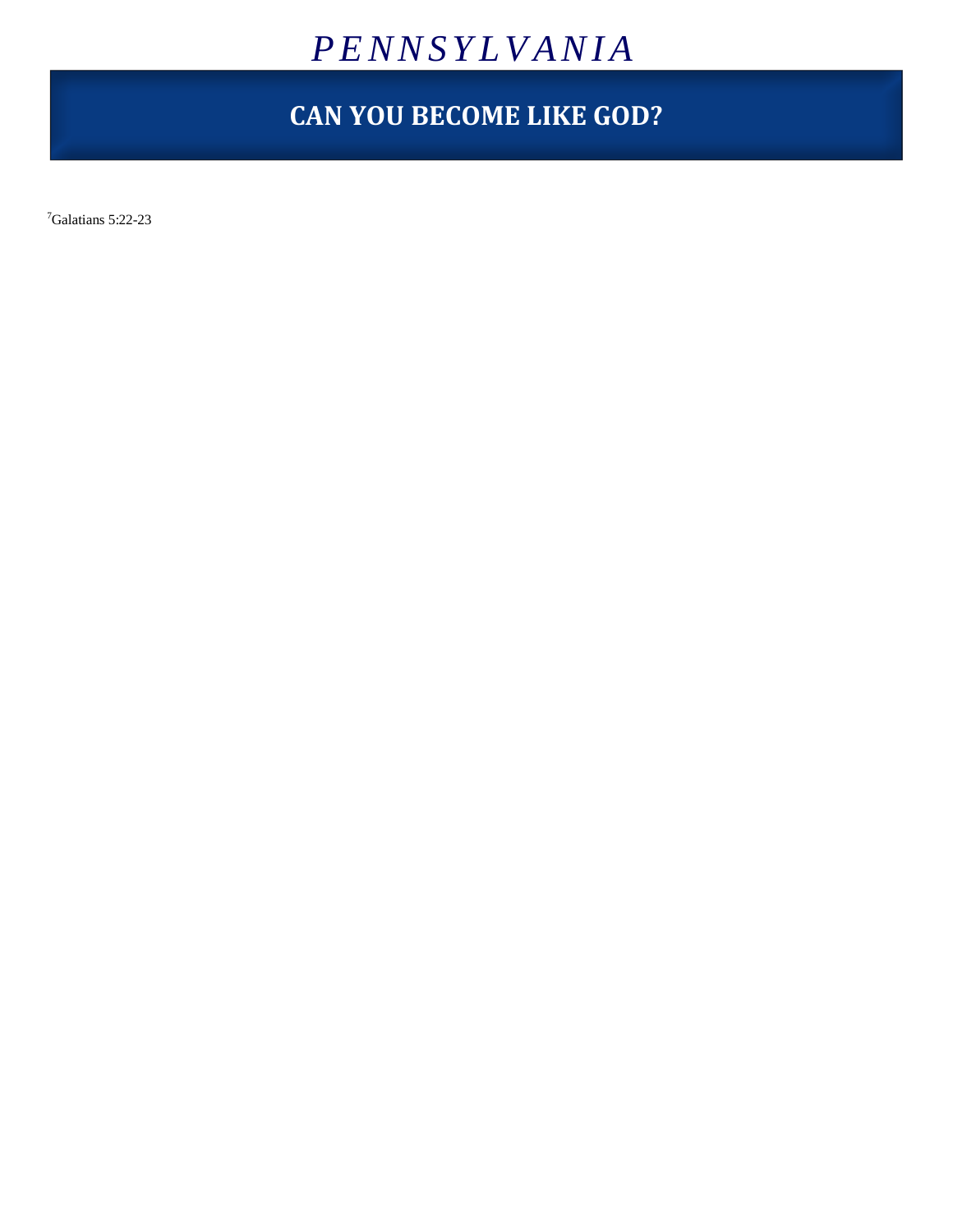[7]Galatians 5:22-23